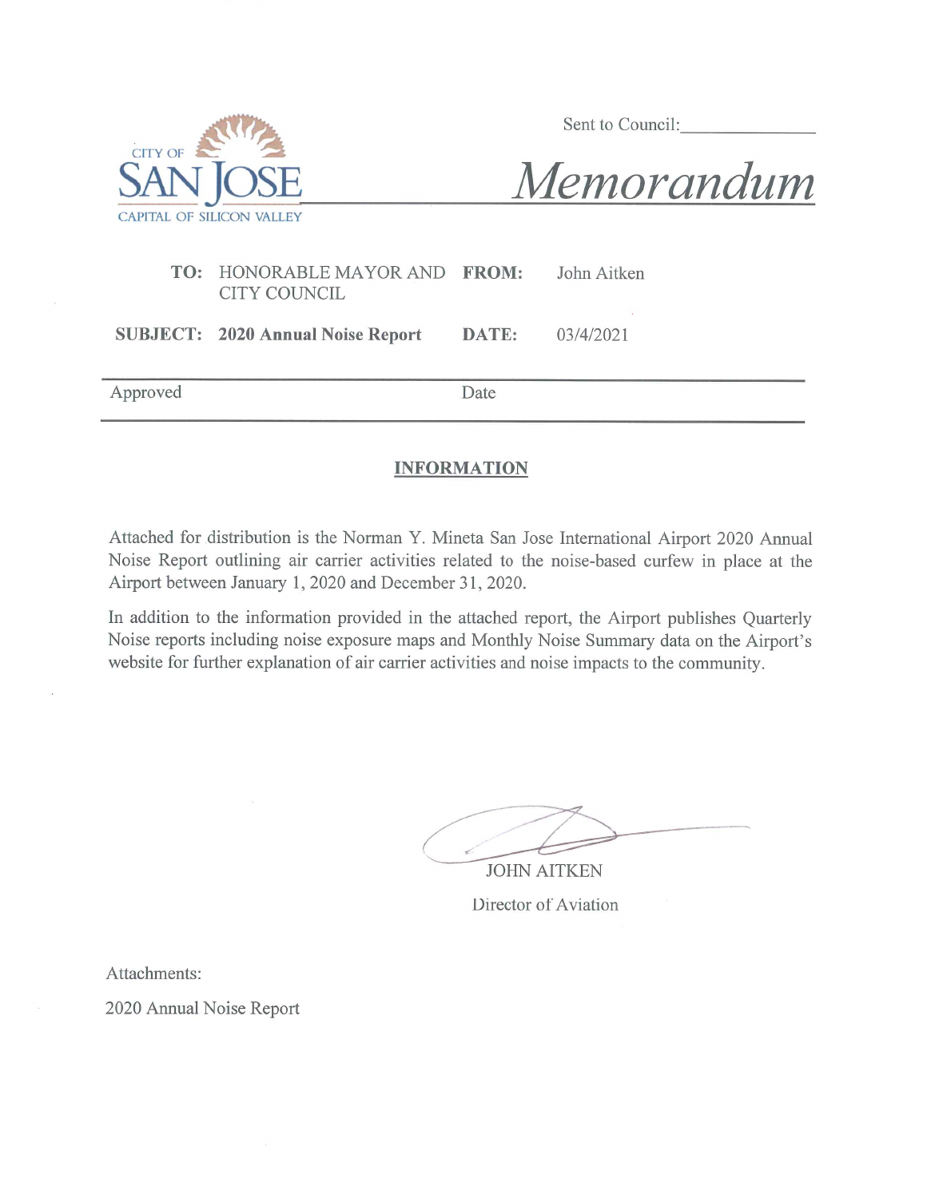CITY OF SAN JOSE
CAPITAL OF SILICON VALLEY

Sent to Council: ______________

# Memorandum

| | | | |
|---|---|---|---|
| **TO:** | HONORABLE MAYOR AND CITY COUNCIL | **FROM:** | John Aitken |
| **SUBJECT:** | **2020 Annual Noise Report** | **DATE:** | 03/4/2021 |

| | |
|---|---|
| Approved | Date |

## INFORMATION

Attached for distribution is the Norman Y. Mineta San Jose International Airport 2020 Annual Noise Report outlining air carrier activities related to the noise-based curfew in place at the Airport between January 1, 2020 and December 31, 2020.

In addition to the information provided in the attached report, the Airport publishes Quarterly Noise reports including noise exposure maps and Monthly Noise Summary data on the Airport's website for further explanation of air carrier activities and noise impacts to the community.

JOHN AITKEN
Director of Aviation

Attachments:

2020 Annual Noise Report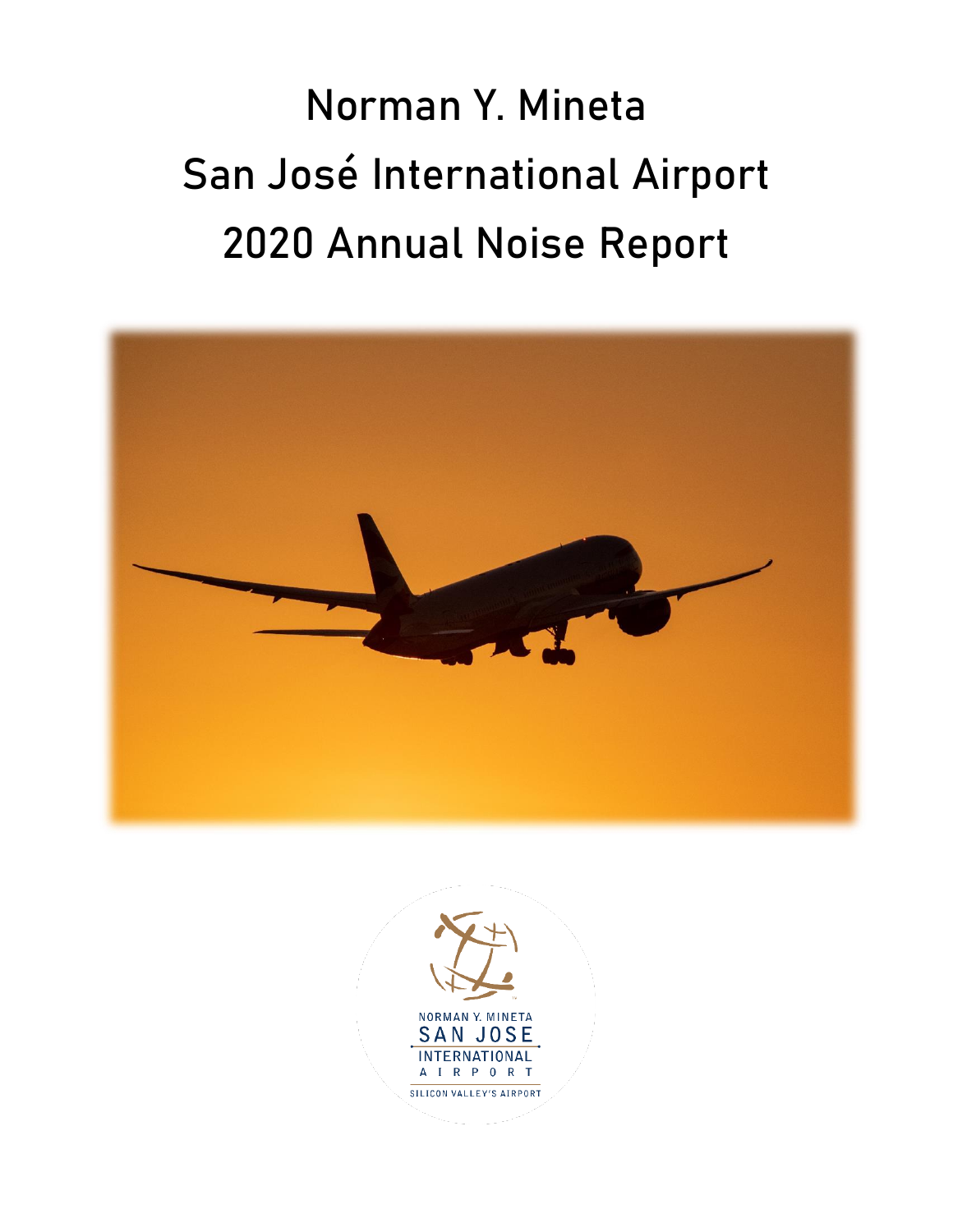# Norman Y. Mineta
# San José International Airport
# 2020 Annual Noise Report

NORMAN Y. MINETA
SAN JOSE
INTERNATIONAL
AIRPORT
SILICON VALLEY'S AIRPORT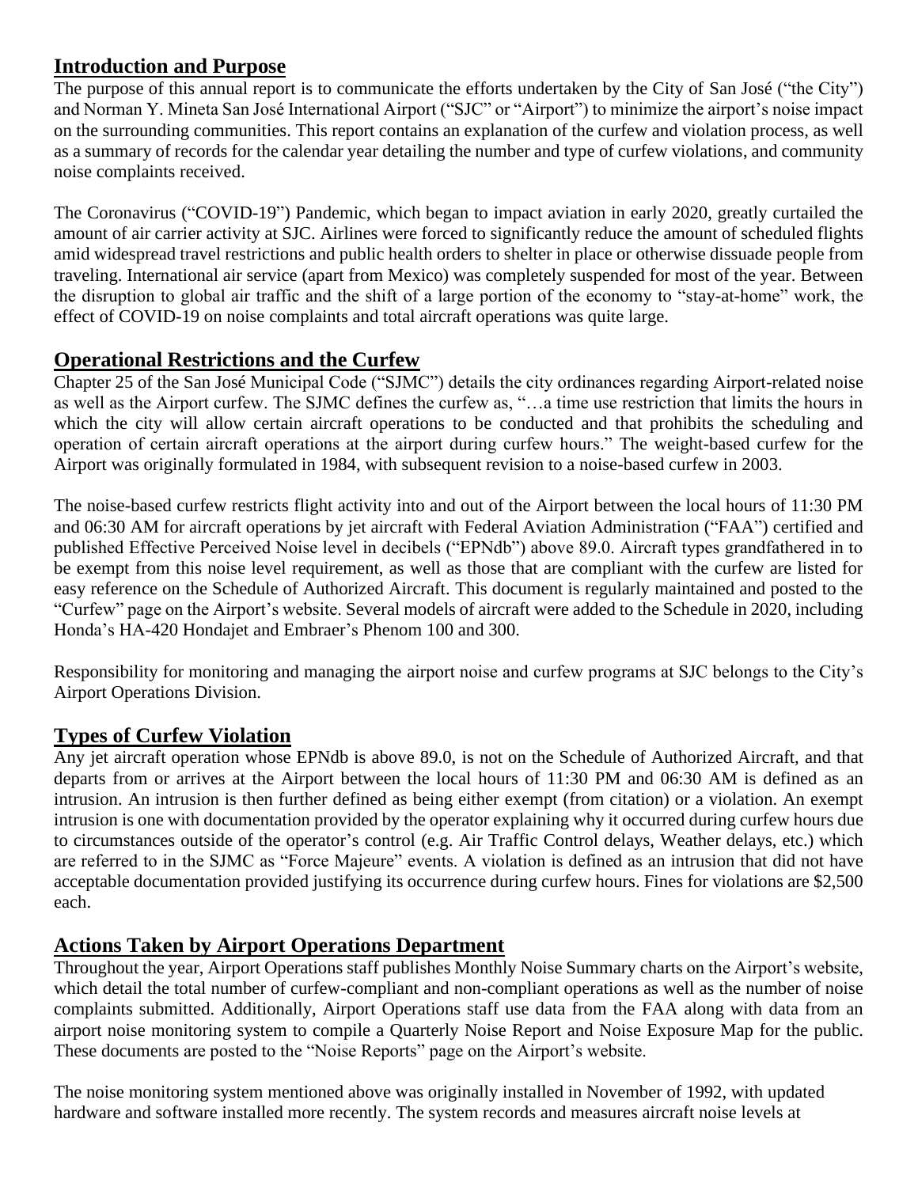## Introduction and Purpose

The purpose of this annual report is to communicate the efforts undertaken by the City of San José ("the City") and Norman Y. Mineta San José International Airport ("SJC" or "Airport") to minimize the airport's noise impact on the surrounding communities. This report contains an explanation of the curfew and violation process, as well as a summary of records for the calendar year detailing the number and type of curfew violations, and community noise complaints received.

The Coronavirus ("COVID-19") Pandemic, which began to impact aviation in early 2020, greatly curtailed the amount of air carrier activity at SJC. Airlines were forced to significantly reduce the amount of scheduled flights amid widespread travel restrictions and public health orders to shelter in place or otherwise dissuade people from traveling. International air service (apart from Mexico) was completely suspended for most of the year. Between the disruption to global air traffic and the shift of a large portion of the economy to "stay-at-home" work, the effect of COVID-19 on noise complaints and total aircraft operations was quite large.

## Operational Restrictions and the Curfew

Chapter 25 of the San José Municipal Code ("SJMC") details the city ordinances regarding Airport-related noise as well as the Airport curfew. The SJMC defines the curfew as, "…a time use restriction that limits the hours in which the city will allow certain aircraft operations to be conducted and that prohibits the scheduling and operation of certain aircraft operations at the airport during curfew hours." The weight-based curfew for the Airport was originally formulated in 1984, with subsequent revision to a noise-based curfew in 2003.

The noise-based curfew restricts flight activity into and out of the Airport between the local hours of 11:30 PM and 06:30 AM for aircraft operations by jet aircraft with Federal Aviation Administration ("FAA") certified and published Effective Perceived Noise level in decibels ("EPNdb") above 89.0. Aircraft types grandfathered in to be exempt from this noise level requirement, as well as those that are compliant with the curfew are listed for easy reference on the Schedule of Authorized Aircraft. This document is regularly maintained and posted to the "Curfew" page on the Airport's website. Several models of aircraft were added to the Schedule in 2020, including Honda's HA-420 Hondajet and Embraer's Phenom 100 and 300.

Responsibility for monitoring and managing the airport noise and curfew programs at SJC belongs to the City's Airport Operations Division.

## Types of Curfew Violation

Any jet aircraft operation whose EPNdb is above 89.0, is not on the Schedule of Authorized Aircraft, and that departs from or arrives at the Airport between the local hours of 11:30 PM and 06:30 AM is defined as an intrusion. An intrusion is then further defined as being either exempt (from citation) or a violation. An exempt intrusion is one with documentation provided by the operator explaining why it occurred during curfew hours due to circumstances outside of the operator's control (e.g. Air Traffic Control delays, Weather delays, etc.) which are referred to in the SJMC as "Force Majeure" events. A violation is defined as an intrusion that did not have acceptable documentation provided justifying its occurrence during curfew hours. Fines for violations are $2,500 each.

## Actions Taken by Airport Operations Department

Throughout the year, Airport Operations staff publishes Monthly Noise Summary charts on the Airport's website, which detail the total number of curfew-compliant and non-compliant operations as well as the number of noise complaints submitted. Additionally, Airport Operations staff use data from the FAA along with data from an airport noise monitoring system to compile a Quarterly Noise Report and Noise Exposure Map for the public. These documents are posted to the "Noise Reports" page on the Airport's website.

The noise monitoring system mentioned above was originally installed in November of 1992, with updated hardware and software installed more recently. The system records and measures aircraft noise levels at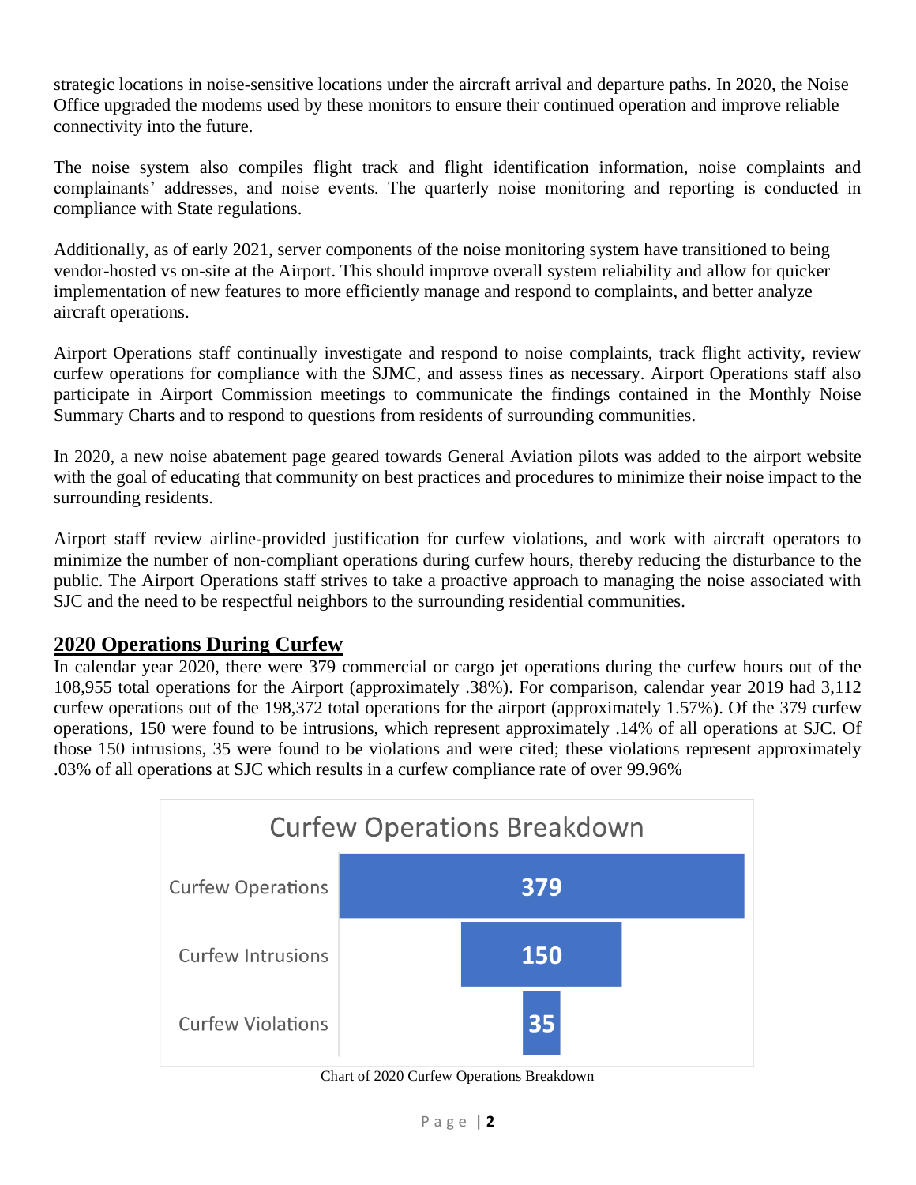strategic locations in noise-sensitive locations under the aircraft arrival and departure paths. In 2020, the Noise Office upgraded the modems used by these monitors to ensure their continued operation and improve reliable connectivity into the future.

The noise system also compiles flight track and flight identification information, noise complaints and complainants' addresses, and noise events. The quarterly noise monitoring and reporting is conducted in compliance with State regulations.

Additionally, as of early 2021, server components of the noise monitoring system have transitioned to being vendor-hosted vs on-site at the Airport. This should improve overall system reliability and allow for quicker implementation of new features to more efficiently manage and respond to complaints, and better analyze aircraft operations.

Airport Operations staff continually investigate and respond to noise complaints, track flight activity, review curfew operations for compliance with the SJMC, and assess fines as necessary. Airport Operations staff also participate in Airport Commission meetings to communicate the findings contained in the Monthly Noise Summary Charts and to respond to questions from residents of surrounding communities.

In 2020, a new noise abatement page geared towards General Aviation pilots was added to the airport website with the goal of educating that community on best practices and procedures to minimize their noise impact to the surrounding residents.

Airport staff review airline-provided justification for curfew violations, and work with aircraft operators to minimize the number of non-compliant operations during curfew hours, thereby reducing the disturbance to the public. The Airport Operations staff strives to take a proactive approach to managing the noise associated with SJC and the need to be respectful neighbors to the surrounding residential communities.

## 2020 Operations During Curfew

In calendar year 2020, there were 379 commercial or cargo jet operations during the curfew hours out of the 108,955 total operations for the Airport (approximately .38%). For comparison, calendar year 2019 had 3,112 curfew operations out of the 198,372 total operations for the airport (approximately 1.57%). Of the 379 curfew operations, 150 were found to be intrusions, which represent approximately .14% of all operations at SJC. Of those 150 intrusions, 35 were found to be violations and were cited; these violations represent approximately .03% of all operations at SJC which results in a curfew compliance rate of over 99.96%

**Curfew Operations Breakdown**

| Category | Count |
| --- | --- |
| Curfew Operations | 379 |
| Curfew Intrusions | 150 |
| Curfew Violations | 35 |

Chart of 2020 Curfew Operations Breakdown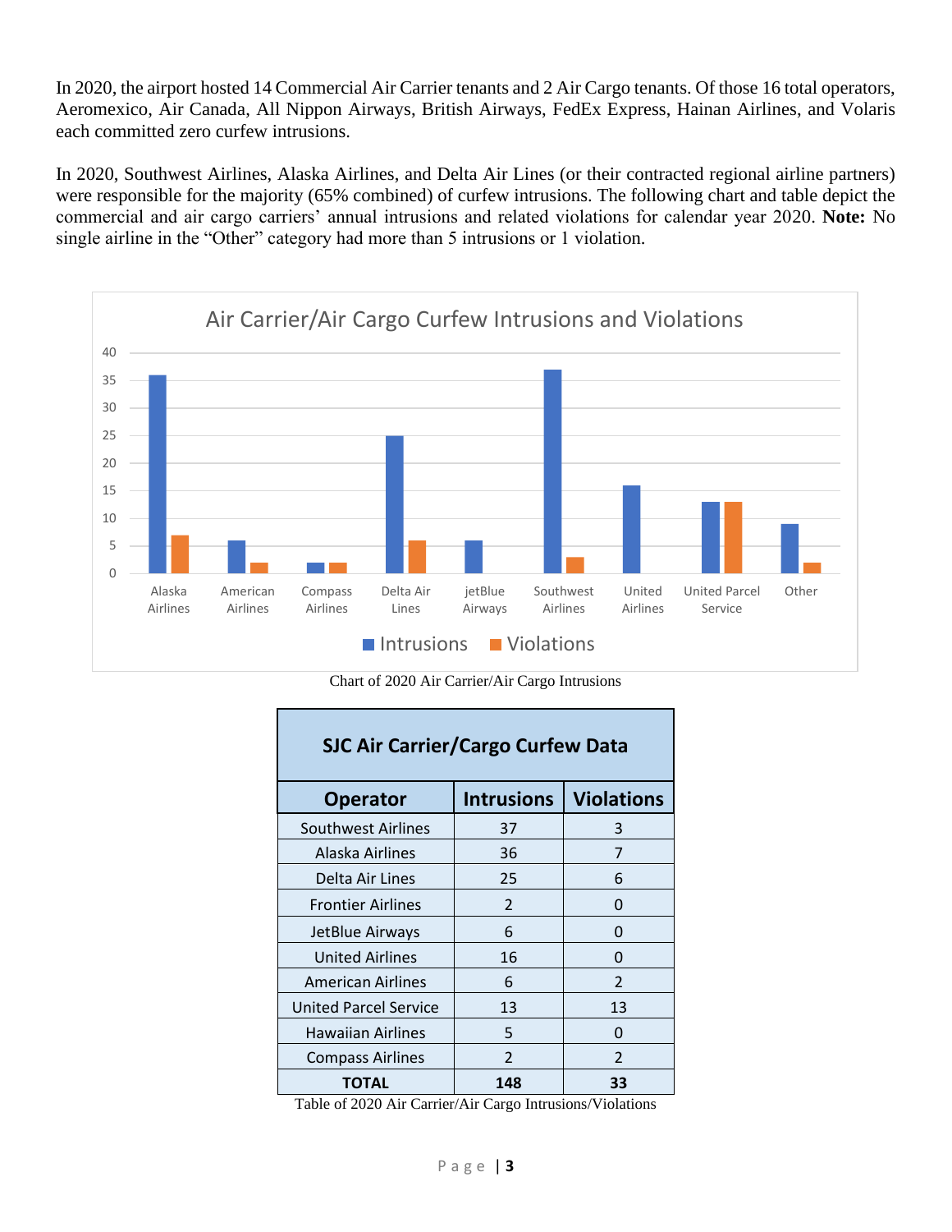In 2020, the airport hosted 14 Commercial Air Carrier tenants and 2 Air Cargo tenants. Of those 16 total operators, Aeromexico, Air Canada, All Nippon Airways, British Airways, FedEx Express, Hainan Airlines, and Volaris each committed zero curfew intrusions.

In 2020, Southwest Airlines, Alaska Airlines, and Delta Air Lines (or their contracted regional airline partners) were responsible for the majority (65% combined) of curfew intrusions. The following chart and table depict the commercial and air cargo carriers' annual intrusions and related violations for calendar year 2020. **Note:** No single airline in the "Other" category had more than 5 intrusions or 1 violation.

Chart of 2020 Air Carrier/Air Cargo Intrusions

**SJC Air Carrier/Cargo Curfew Data**

| Operator | Intrusions | Violations |
|---|---|---|
| Southwest Airlines | 37 | 3 |
| Alaska Airlines | 36 | 7 |
| Delta Air Lines | 25 | 6 |
| Frontier Airlines | 2 | 0 |
| JetBlue Airways | 6 | 0 |
| United Airlines | 16 | 0 |
| American Airlines | 6 | 2 |
| United Parcel Service | 13 | 13 |
| Hawaiian Airlines | 5 | 0 |
| Compass Airlines | 2 | 2 |
| **TOTAL** | **148** | **33** |

Table of 2020 Air Carrier/Air Cargo Intrusions/Violations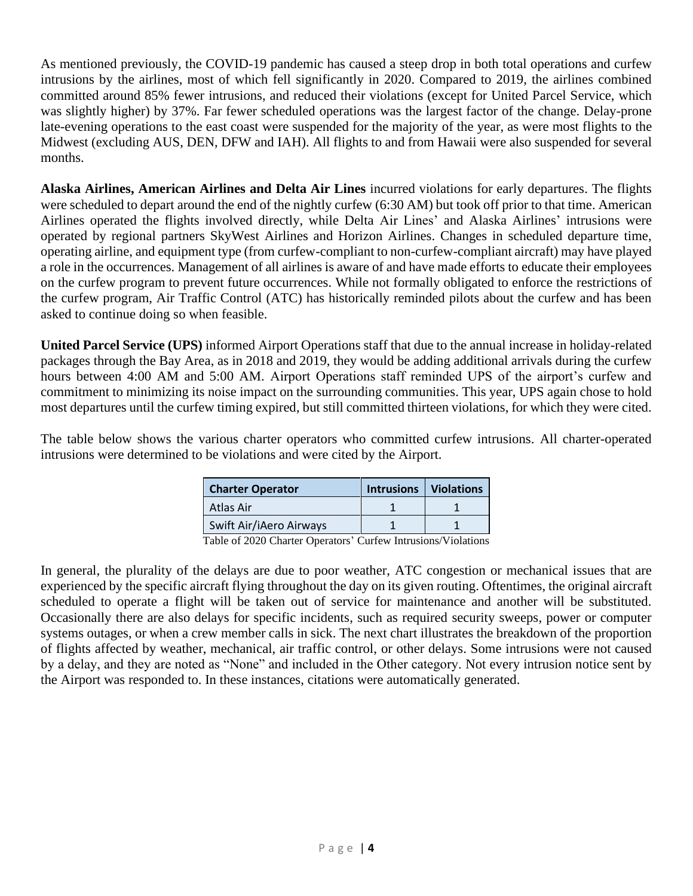As mentioned previously, the COVID-19 pandemic has caused a steep drop in both total operations and curfew intrusions by the airlines, most of which fell significantly in 2020. Compared to 2019, the airlines combined committed around 85% fewer intrusions, and reduced their violations (except for United Parcel Service, which was slightly higher) by 37%. Far fewer scheduled operations was the largest factor of the change. Delay-prone late-evening operations to the east coast were suspended for the majority of the year, as were most flights to the Midwest (excluding AUS, DEN, DFW and IAH). All flights to and from Hawaii were also suspended for several months.

**Alaska Airlines, American Airlines and Delta Air Lines** incurred violations for early departures. The flights were scheduled to depart around the end of the nightly curfew (6:30 AM) but took off prior to that time. American Airlines operated the flights involved directly, while Delta Air Lines' and Alaska Airlines' intrusions were operated by regional partners SkyWest Airlines and Horizon Airlines. Changes in scheduled departure time, operating airline, and equipment type (from curfew-compliant to non-curfew-compliant aircraft) may have played a role in the occurrences. Management of all airlines is aware of and have made efforts to educate their employees on the curfew program to prevent future occurrences. While not formally obligated to enforce the restrictions of the curfew program, Air Traffic Control (ATC) has historically reminded pilots about the curfew and has been asked to continue doing so when feasible.

**United Parcel Service (UPS)** informed Airport Operations staff that due to the annual increase in holiday-related packages through the Bay Area, as in 2018 and 2019, they would be adding additional arrivals during the curfew hours between 4:00 AM and 5:00 AM. Airport Operations staff reminded UPS of the airport's curfew and commitment to minimizing its noise impact on the surrounding communities. This year, UPS again chose to hold most departures until the curfew timing expired, but still committed thirteen violations, for which they were cited.

The table below shows the various charter operators who committed curfew intrusions. All charter-operated intrusions were determined to be violations and were cited by the Airport.

| Charter Operator | Intrusions | Violations |
|---|---|---|
| Atlas Air | 1 | 1 |
| Swift Air/iAero Airways | 1 | 1 |

Table of 2020 Charter Operators' Curfew Intrusions/Violations

In general, the plurality of the delays are due to poor weather, ATC congestion or mechanical issues that are experienced by the specific aircraft flying throughout the day on its given routing. Oftentimes, the original aircraft scheduled to operate a flight will be taken out of service for maintenance and another will be substituted. Occasionally there are also delays for specific incidents, such as required security sweeps, power or computer systems outages, or when a crew member calls in sick. The next chart illustrates the breakdown of the proportion of flights affected by weather, mechanical, air traffic control, or other delays. Some intrusions were not caused by a delay, and they are noted as "None" and included in the Other category. Not every intrusion notice sent by the Airport was responded to. In these instances, citations were automatically generated.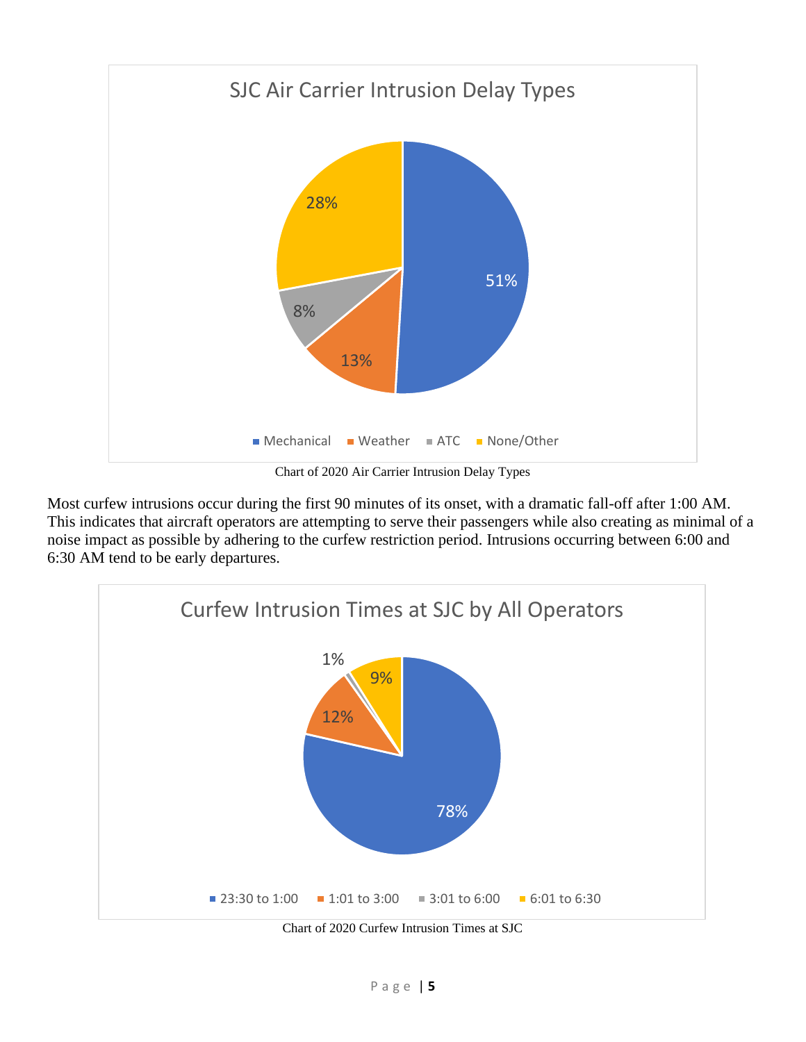Chart of 2020 Air Carrier Intrusion Delay Types

Most curfew intrusions occur during the first 90 minutes of its onset, with a dramatic fall-off after 1:00 AM. This indicates that aircraft operators are attempting to serve their passengers while also creating as minimal of a noise impact as possible by adhering to the curfew restriction period. Intrusions occurring between 6:00 and 6:30 AM tend to be early departures.

Chart of 2020 Curfew Intrusion Times at SJC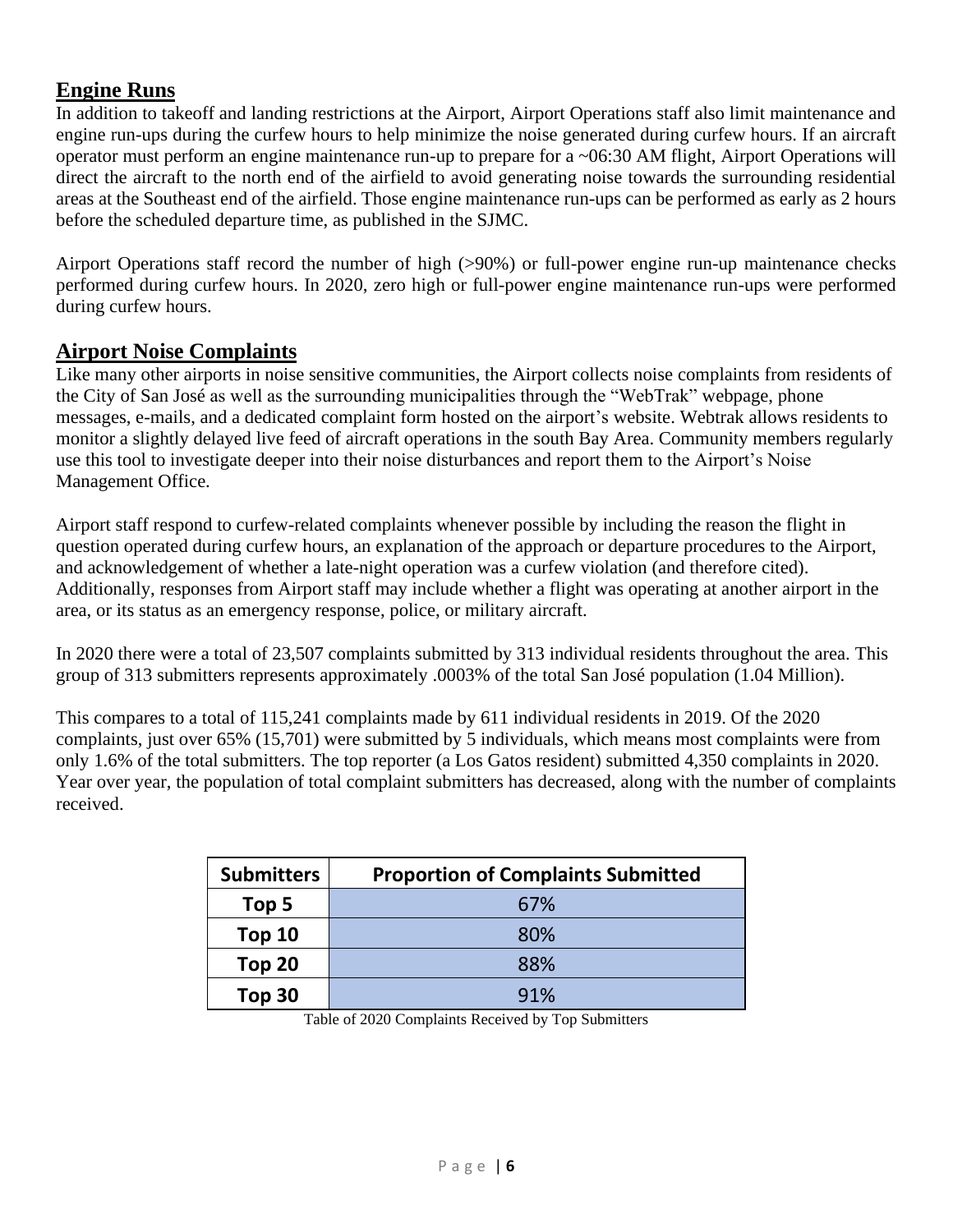## Engine Runs

In addition to takeoff and landing restrictions at the Airport, Airport Operations staff also limit maintenance and engine run-ups during the curfew hours to help minimize the noise generated during curfew hours. If an aircraft operator must perform an engine maintenance run-up to prepare for a ~06:30 AM flight, Airport Operations will direct the aircraft to the north end of the airfield to avoid generating noise towards the surrounding residential areas at the Southeast end of the airfield. Those engine maintenance run-ups can be performed as early as 2 hours before the scheduled departure time, as published in the SJMC.

Airport Operations staff record the number of high (>90%) or full-power engine run-up maintenance checks performed during curfew hours. In 2020, zero high or full-power engine maintenance run-ups were performed during curfew hours.

## Airport Noise Complaints

Like many other airports in noise sensitive communities, the Airport collects noise complaints from residents of the City of San José as well as the surrounding municipalities through the "WebTrak" webpage, phone messages, e-mails, and a dedicated complaint form hosted on the airport's website. Webtrak allows residents to monitor a slightly delayed live feed of aircraft operations in the south Bay Area. Community members regularly use this tool to investigate deeper into their noise disturbances and report them to the Airport's Noise Management Office.

Airport staff respond to curfew-related complaints whenever possible by including the reason the flight in question operated during curfew hours, an explanation of the approach or departure procedures to the Airport, and acknowledgement of whether a late-night operation was a curfew violation (and therefore cited). Additionally, responses from Airport staff may include whether a flight was operating at another airport in the area, or its status as an emergency response, police, or military aircraft.

In 2020 there were a total of 23,507 complaints submitted by 313 individual residents throughout the area. This group of 313 submitters represents approximately .0003% of the total San José population (1.04 Million).

This compares to a total of 115,241 complaints made by 611 individual residents in 2019. Of the 2020 complaints, just over 65% (15,701) were submitted by 5 individuals, which means most complaints were from only 1.6% of the total submitters. The top reporter (a Los Gatos resident) submitted 4,350 complaints in 2020. Year over year, the population of total complaint submitters has decreased, along with the number of complaints received.

| Submitters | Proportion of Complaints Submitted |
|---|---|
| Top 5 | 67% |
| Top 10 | 80% |
| Top 20 | 88% |
| Top 30 | 91% |

Table of 2020 Complaints Received by Top Submitters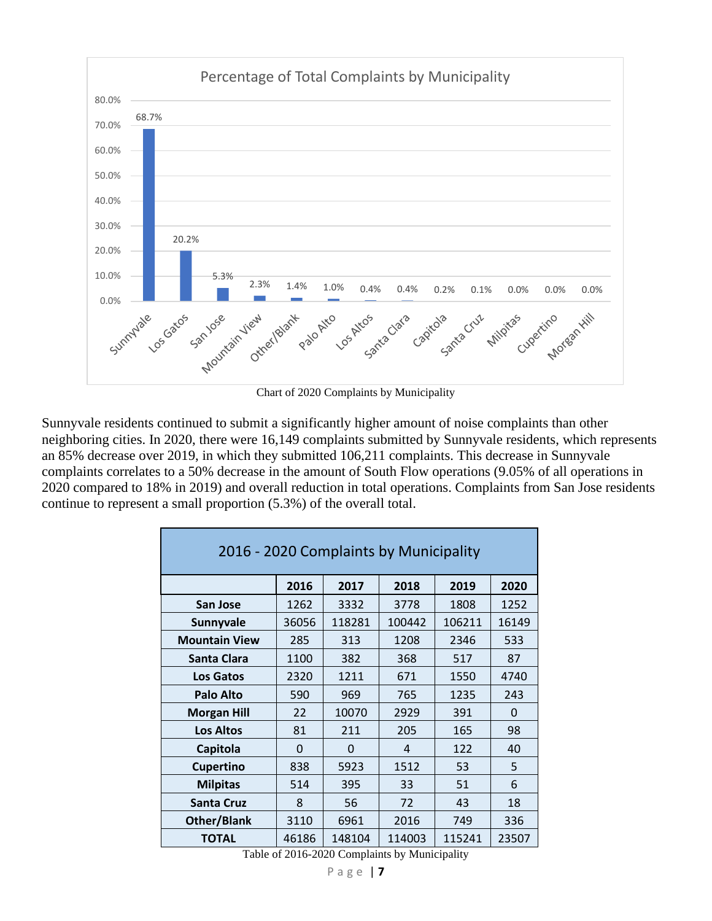Chart of 2020 Complaints by Municipality

Sunnyvale residents continued to submit a significantly higher amount of noise complaints than other neighboring cities. In 2020, there were 16,149 complaints submitted by Sunnyvale residents, which represents an 85% decrease over 2019, in which they submitted 106,211 complaints. This decrease in Sunnyvale complaints correlates to a 50% decrease in the amount of South Flow operations (9.05% of all operations in 2020 compared to 18% in 2019) and overall reduction in total operations. Complaints from San Jose residents continue to represent a small proportion (5.3%) of the overall total.

| 2016 - 2020 Complaints by Municipality | | | | | |
|---|---|---|---|---|---|
| | **2016** | **2017** | **2018** | **2019** | **2020** |
| **San Jose** | 1262 | 3332 | 3778 | 1808 | 1252 |
| **Sunnyvale** | 36056 | 118281 | 100442 | 106211 | 16149 |
| **Mountain View** | 285 | 313 | 1208 | 2346 | 533 |
| **Santa Clara** | 1100 | 382 | 368 | 517 | 87 |
| **Los Gatos** | 2320 | 1211 | 671 | 1550 | 4740 |
| **Palo Alto** | 590 | 969 | 765 | 1235 | 243 |
| **Morgan Hill** | 22 | 10070 | 2929 | 391 | 0 |
| **Los Altos** | 81 | 211 | 205 | 165 | 98 |
| **Capitola** | 0 | 0 | 4 | 122 | 40 |
| **Cupertino** | 838 | 5923 | 1512 | 53 | 5 |
| **Milpitas** | 514 | 395 | 33 | 51 | 6 |
| **Santa Cruz** | 8 | 56 | 72 | 43 | 18 |
| **Other/Blank** | 3110 | 6961 | 2016 | 749 | 336 |
| **TOTAL** | 46186 | 148104 | 114003 | 115241 | 23507 |

Table of 2016-2020 Complaints by Municipality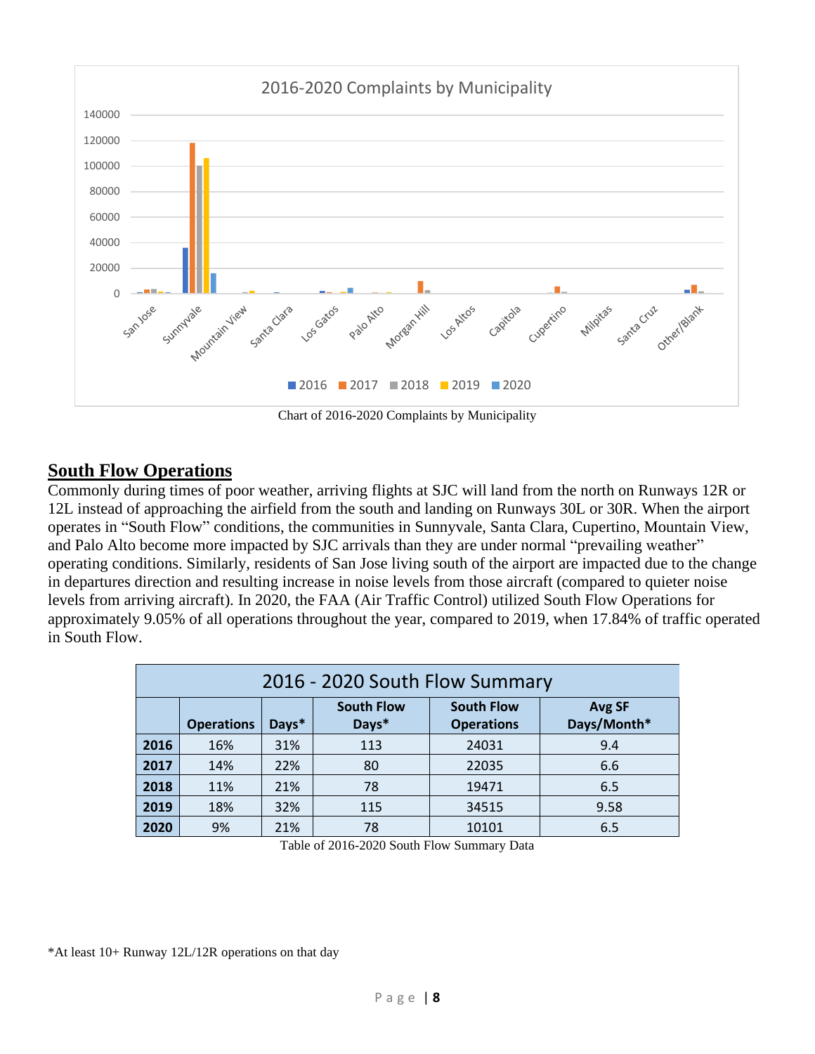Chart of 2016-2020 Complaints by Municipality

## South Flow Operations

Commonly during times of poor weather, arriving flights at SJC will land from the north on Runways 12R or 12L instead of approaching the airfield from the south and landing on Runways 30L or 30R. When the airport operates in "South Flow" conditions, the communities in Sunnyvale, Santa Clara, Cupertino, Mountain View, and Palo Alto become more impacted by SJC arrivals than they are under normal "prevailing weather" operating conditions. Similarly, residents of San Jose living south of the airport are impacted due to the change in departures direction and resulting increase in noise levels from those aircraft (compared to quieter noise levels from arriving aircraft). In 2020, the FAA (Air Traffic Control) utilized South Flow Operations for approximately 9.05% of all operations throughout the year, compared to 2019, when 17.84% of traffic operated in South Flow.

| 2016 - 2020 South Flow Summary | | | | | |
|---|---|---|---|---|---|
| | Operations | Days* | South Flow Days* | South Flow Operations | Avg SF Days/Month* |
| 2016 | 16% | 31% | 113 | 24031 | 9.4 |
| 2017 | 14% | 22% | 80 | 22035 | 6.6 |
| 2018 | 11% | 21% | 78 | 19471 | 6.5 |
| 2019 | 18% | 32% | 115 | 34515 | 9.58 |
| 2020 | 9% | 21% | 78 | 10101 | 6.5 |

Table of 2016-2020 South Flow Summary Data

*At least 10+ Runway 12L/12R operations on that day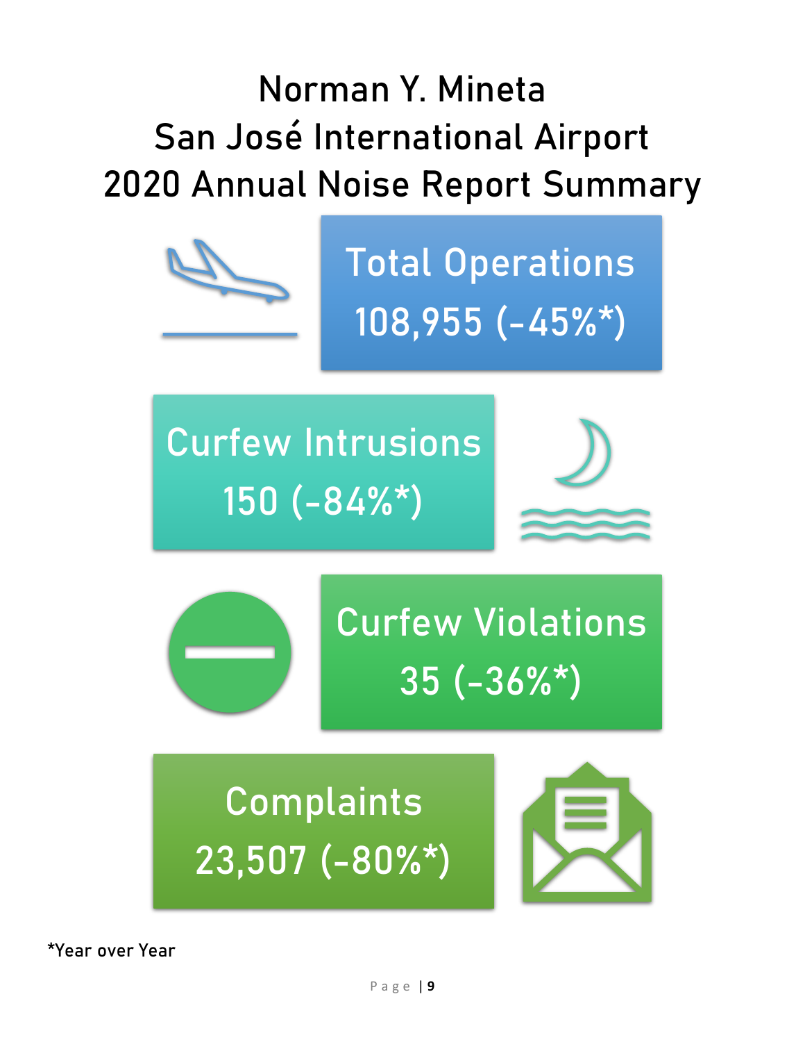# Norman Y. Mineta San José International Airport 2020 Annual Noise Report Summary

**Total Operations**
108,955 (-45%*)

**Curfew Intrusions**
150 (-84%*)

**Curfew Violations**
35 (-36%*)

**Complaints**
23,507 (-80%*)

*Year over Year